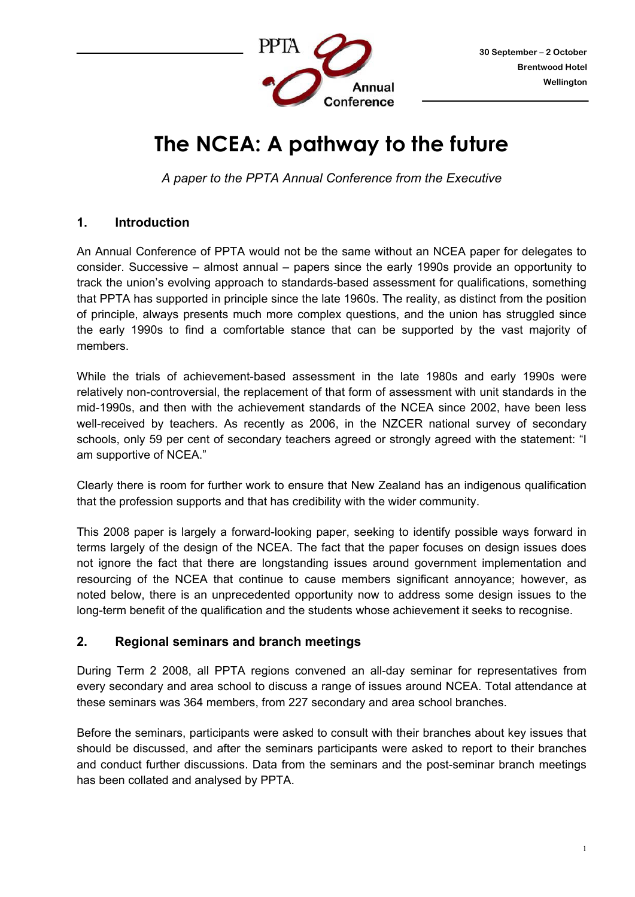PPTA '08 Annual Conference

30 September – 2 October
Brentwood Hotel
Wellington

# The NCEA: A pathway to the future

*A paper to the PPTA Annual Conference from the Executive*

## 1. Introduction

An Annual Conference of PPTA would not be the same without an NCEA paper for delegates to consider. Successive – almost annual – papers since the early 1990s provide an opportunity to track the union's evolving approach to standards-based assessment for qualifications, something that PPTA has supported in principle since the late 1960s. The reality, as distinct from the position of principle, always presents much more complex questions, and the union has struggled since the early 1990s to find a comfortable stance that can be supported by the vast majority of members.

While the trials of achievement-based assessment in the late 1980s and early 1990s were relatively non-controversial, the replacement of that form of assessment with unit standards in the mid-1990s, and then with the achievement standards of the NCEA since 2002, have been less well-received by teachers. As recently as 2006, in the NZCER national survey of secondary schools, only 59 per cent of secondary teachers agreed or strongly agreed with the statement: "I am supportive of NCEA."

Clearly there is room for further work to ensure that New Zealand has an indigenous qualification that the profession supports and that has credibility with the wider community.

This 2008 paper is largely a forward-looking paper, seeking to identify possible ways forward in terms largely of the design of the NCEA. The fact that the paper focuses on design issues does not ignore the fact that there are longstanding issues around government implementation and resourcing of the NCEA that continue to cause members significant annoyance; however, as noted below, there is an unprecedented opportunity now to address some design issues to the long-term benefit of the qualification and the students whose achievement it seeks to recognise.

## 2. Regional seminars and branch meetings

During Term 2 2008, all PPTA regions convened an all-day seminar for representatives from every secondary and area school to discuss a range of issues around NCEA. Total attendance at these seminars was 364 members, from 227 secondary and area school branches.

Before the seminars, participants were asked to consult with their branches about key issues that should be discussed, and after the seminars participants were asked to report to their branches and conduct further discussions. Data from the seminars and the post-seminar branch meetings has been collated and analysed by PPTA.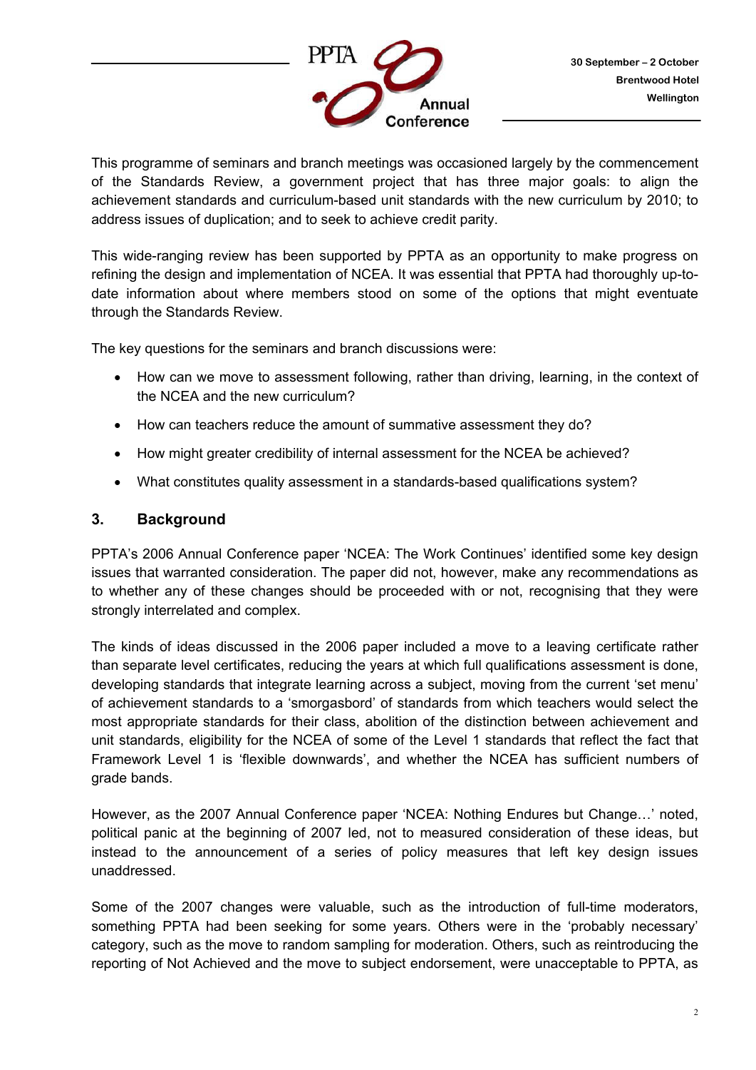This programme of seminars and branch meetings was occasioned largely by the commencement of the Standards Review, a government project that has three major goals: to align the achievement standards and curriculum-based unit standards with the new curriculum by 2010; to address issues of duplication; and to seek to achieve credit parity.

This wide-ranging review has been supported by PPTA as an opportunity to make progress on refining the design and implementation of NCEA. It was essential that PPTA had thoroughly up-to-date information about where members stood on some of the options that might eventuate through the Standards Review.

The key questions for the seminars and branch discussions were:

- How can we move to assessment following, rather than driving, learning, in the context of the NCEA and the new curriculum?
- How can teachers reduce the amount of summative assessment they do?
- How might greater credibility of internal assessment for the NCEA be achieved?
- What constitutes quality assessment in a standards-based qualifications system?

## 3. Background

PPTA's 2006 Annual Conference paper 'NCEA: The Work Continues' identified some key design issues that warranted consideration. The paper did not, however, make any recommendations as to whether any of these changes should be proceeded with or not, recognising that they were strongly interrelated and complex.

The kinds of ideas discussed in the 2006 paper included a move to a leaving certificate rather than separate level certificates, reducing the years at which full qualifications assessment is done, developing standards that integrate learning across a subject, moving from the current 'set menu' of achievement standards to a 'smorgasbord' of standards from which teachers would select the most appropriate standards for their class, abolition of the distinction between achievement and unit standards, eligibility for the NCEA of some of the Level 1 standards that reflect the fact that Framework Level 1 is 'flexible downwards', and whether the NCEA has sufficient numbers of grade bands.

However, as the 2007 Annual Conference paper 'NCEA: Nothing Endures but Change…' noted, political panic at the beginning of 2007 led, not to measured consideration of these ideas, but instead to the announcement of a series of policy measures that left key design issues unaddressed.

Some of the 2007 changes were valuable, such as the introduction of full-time moderators, something PPTA had been seeking for some years. Others were in the 'probably necessary' category, such as the move to random sampling for moderation. Others, such as reintroducing the reporting of Not Achieved and the move to subject endorsement, were unacceptable to PPTA, as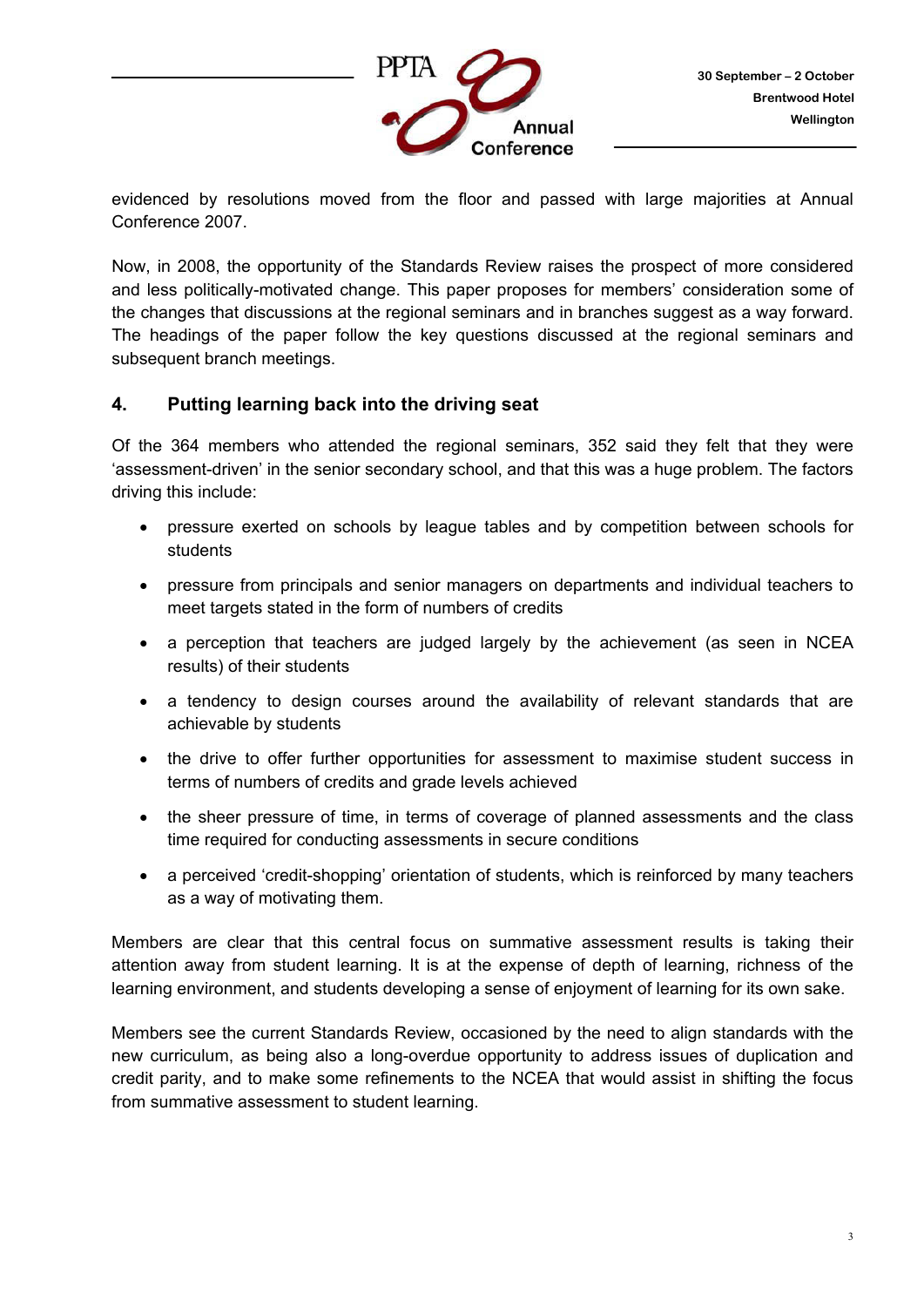evidenced by resolutions moved from the floor and passed with large majorities at Annual Conference 2007.

Now, in 2008, the opportunity of the Standards Review raises the prospect of more considered and less politically-motivated change. This paper proposes for members' consideration some of the changes that discussions at the regional seminars and in branches suggest as a way forward. The headings of the paper follow the key questions discussed at the regional seminars and subsequent branch meetings.

## 4. Putting learning back into the driving seat

Of the 364 members who attended the regional seminars, 352 said they felt that they were 'assessment-driven' in the senior secondary school, and that this was a huge problem. The factors driving this include:

- pressure exerted on schools by league tables and by competition between schools for students
- pressure from principals and senior managers on departments and individual teachers to meet targets stated in the form of numbers of credits
- a perception that teachers are judged largely by the achievement (as seen in NCEA results) of their students
- a tendency to design courses around the availability of relevant standards that are achievable by students
- the drive to offer further opportunities for assessment to maximise student success in terms of numbers of credits and grade levels achieved
- the sheer pressure of time, in terms of coverage of planned assessments and the class time required for conducting assessments in secure conditions
- a perceived 'credit-shopping' orientation of students, which is reinforced by many teachers as a way of motivating them.

Members are clear that this central focus on summative assessment results is taking their attention away from student learning. It is at the expense of depth of learning, richness of the learning environment, and students developing a sense of enjoyment of learning for its own sake.

Members see the current Standards Review, occasioned by the need to align standards with the new curriculum, as being also a long-overdue opportunity to address issues of duplication and credit parity, and to make some refinements to the NCEA that would assist in shifting the focus from summative assessment to student learning.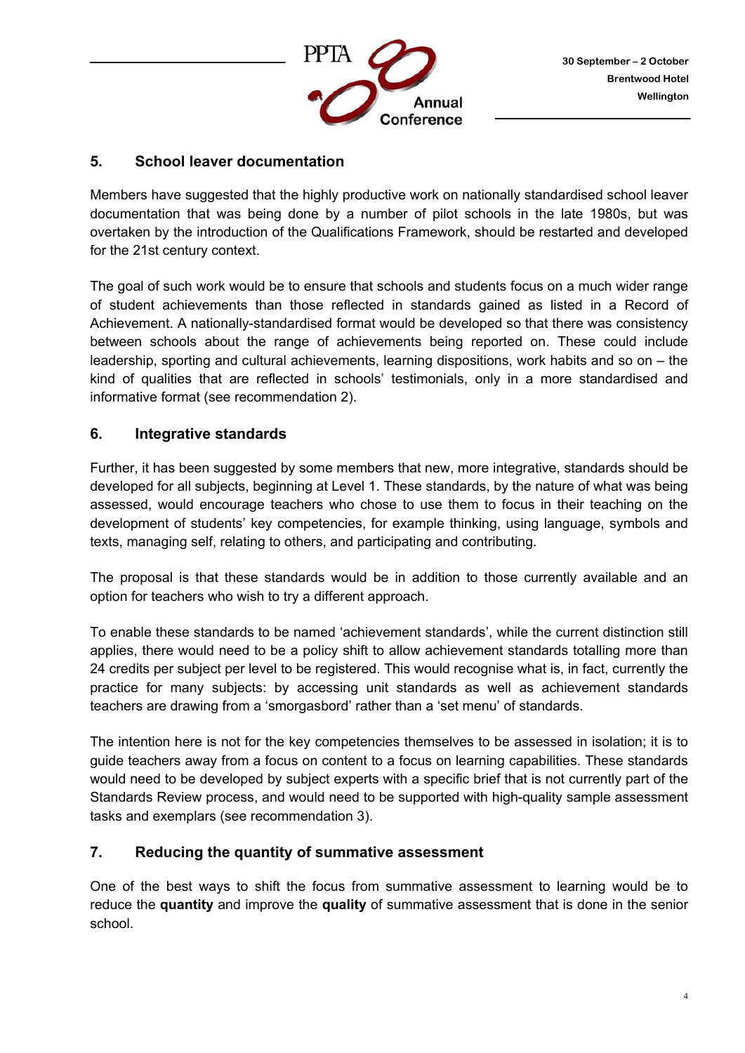## 5. School leaver documentation

Members have suggested that the highly productive work on nationally standardised school leaver documentation that was being done by a number of pilot schools in the late 1980s, but was overtaken by the introduction of the Qualifications Framework, should be restarted and developed for the 21st century context.

The goal of such work would be to ensure that schools and students focus on a much wider range of student achievements than those reflected in standards gained as listed in a Record of Achievement. A nationally-standardised format would be developed so that there was consistency between schools about the range of achievements being reported on. These could include leadership, sporting and cultural achievements, learning dispositions, work habits and so on – the kind of qualities that are reflected in schools' testimonials, only in a more standardised and informative format (see recommendation 2).

## 6. Integrative standards

Further, it has been suggested by some members that new, more integrative, standards should be developed for all subjects, beginning at Level 1. These standards, by the nature of what was being assessed, would encourage teachers who chose to use them to focus in their teaching on the development of students' key competencies, for example thinking, using language, symbols and texts, managing self, relating to others, and participating and contributing.

The proposal is that these standards would be in addition to those currently available and an option for teachers who wish to try a different approach.

To enable these standards to be named 'achievement standards', while the current distinction still applies, there would need to be a policy shift to allow achievement standards totalling more than 24 credits per subject per level to be registered. This would recognise what is, in fact, currently the practice for many subjects: by accessing unit standards as well as achievement standards teachers are drawing from a 'smorgasbord' rather than a 'set menu' of standards.

The intention here is not for the key competencies themselves to be assessed in isolation; it is to guide teachers away from a focus on content to a focus on learning capabilities. These standards would need to be developed by subject experts with a specific brief that is not currently part of the Standards Review process, and would need to be supported with high-quality sample assessment tasks and exemplars (see recommendation 3).

## 7. Reducing the quantity of summative assessment

One of the best ways to shift the focus from summative assessment to learning would be to reduce the **quantity** and improve the **quality** of summative assessment that is done in the senior school.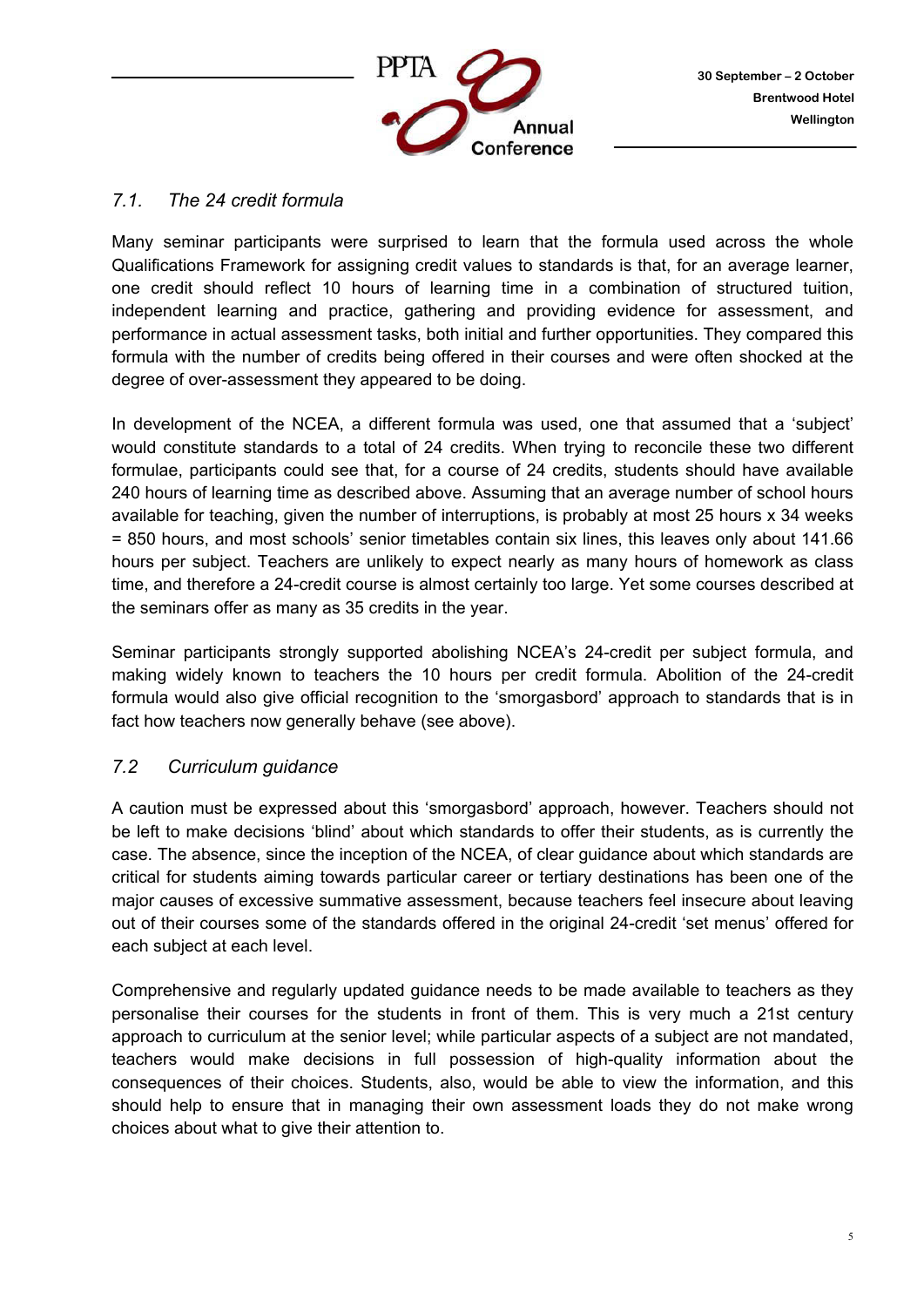### *7.1. The 24 credit formula*

Many seminar participants were surprised to learn that the formula used across the whole Qualifications Framework for assigning credit values to standards is that, for an average learner, one credit should reflect 10 hours of learning time in a combination of structured tuition, independent learning and practice, gathering and providing evidence for assessment, and performance in actual assessment tasks, both initial and further opportunities. They compared this formula with the number of credits being offered in their courses and were often shocked at the degree of over-assessment they appeared to be doing.

In development of the NCEA, a different formula was used, one that assumed that a 'subject' would constitute standards to a total of 24 credits. When trying to reconcile these two different formulae, participants could see that, for a course of 24 credits, students should have available 240 hours of learning time as described above. Assuming that an average number of school hours available for teaching, given the number of interruptions, is probably at most 25 hours x 34 weeks = 850 hours, and most schools' senior timetables contain six lines, this leaves only about 141.66 hours per subject. Teachers are unlikely to expect nearly as many hours of homework as class time, and therefore a 24-credit course is almost certainly too large. Yet some courses described at the seminars offer as many as 35 credits in the year.

Seminar participants strongly supported abolishing NCEA's 24-credit per subject formula, and making widely known to teachers the 10 hours per credit formula. Abolition of the 24-credit formula would also give official recognition to the 'smorgasbord' approach to standards that is in fact how teachers now generally behave (see above).

### *7.2 Curriculum guidance*

A caution must be expressed about this 'smorgasbord' approach, however. Teachers should not be left to make decisions 'blind' about which standards to offer their students, as is currently the case. The absence, since the inception of the NCEA, of clear guidance about which standards are critical for students aiming towards particular career or tertiary destinations has been one of the major causes of excessive summative assessment, because teachers feel insecure about leaving out of their courses some of the standards offered in the original 24-credit 'set menus' offered for each subject at each level.

Comprehensive and regularly updated guidance needs to be made available to teachers as they personalise their courses for the students in front of them. This is very much a 21st century approach to curriculum at the senior level; while particular aspects of a subject are not mandated, teachers would make decisions in full possession of high-quality information about the consequences of their choices. Students, also, would be able to view the information, and this should help to ensure that in managing their own assessment loads they do not make wrong choices about what to give their attention to.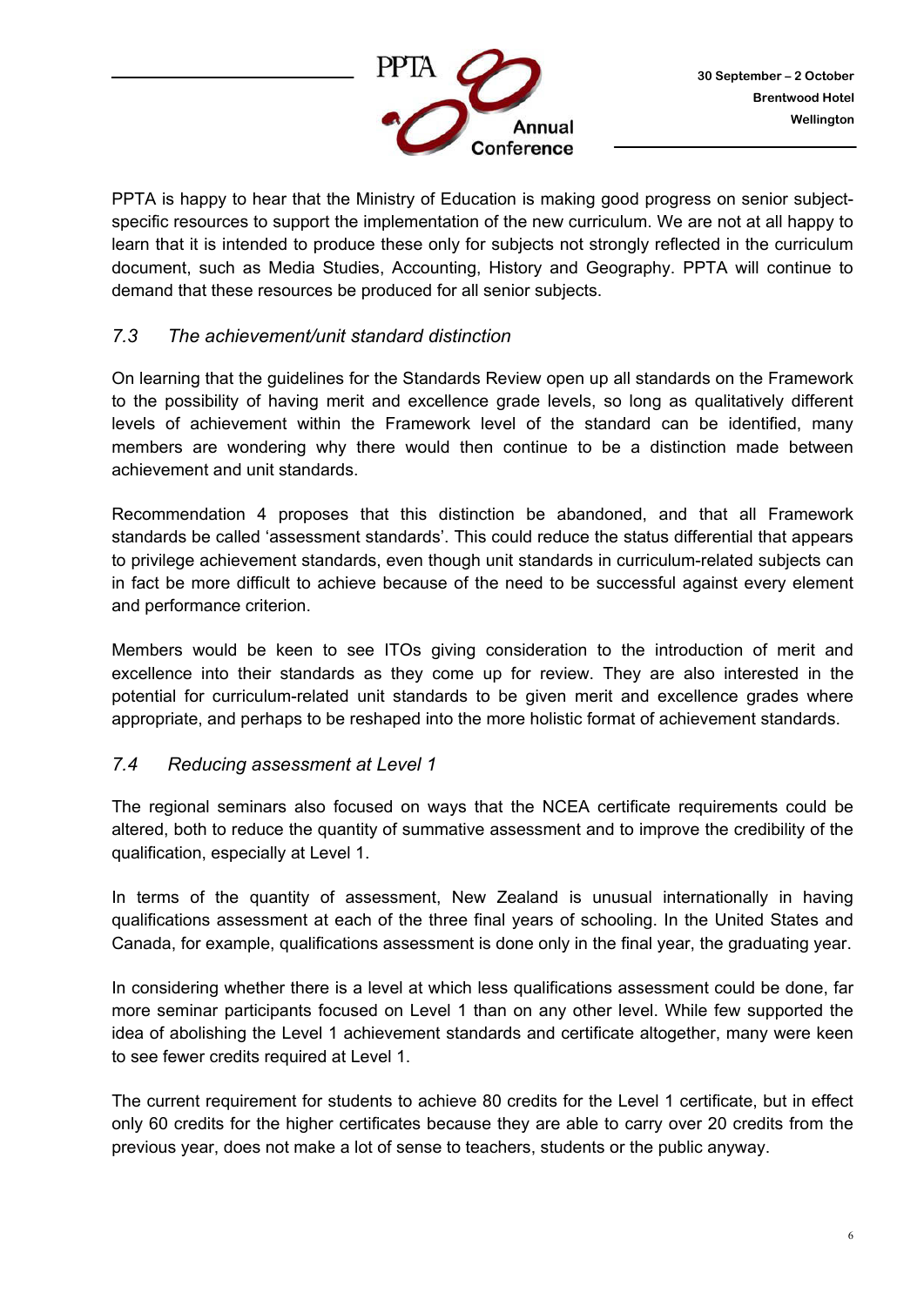PPTA is happy to hear that the Ministry of Education is making good progress on senior subject-specific resources to support the implementation of the new curriculum. We are not at all happy to learn that it is intended to produce these only for subjects not strongly reflected in the curriculum document, such as Media Studies, Accounting, History and Geography. PPTA will continue to demand that these resources be produced for all senior subjects.

### *7.3 The achievement/unit standard distinction*

On learning that the guidelines for the Standards Review open up all standards on the Framework to the possibility of having merit and excellence grade levels, so long as qualitatively different levels of achievement within the Framework level of the standard can be identified, many members are wondering why there would then continue to be a distinction made between achievement and unit standards.

Recommendation 4 proposes that this distinction be abandoned, and that all Framework standards be called 'assessment standards'. This could reduce the status differential that appears to privilege achievement standards, even though unit standards in curriculum-related subjects can in fact be more difficult to achieve because of the need to be successful against every element and performance criterion.

Members would be keen to see ITOs giving consideration to the introduction of merit and excellence into their standards as they come up for review. They are also interested in the potential for curriculum-related unit standards to be given merit and excellence grades where appropriate, and perhaps to be reshaped into the more holistic format of achievement standards.

### *7.4 Reducing assessment at Level 1*

The regional seminars also focused on ways that the NCEA certificate requirements could be altered, both to reduce the quantity of summative assessment and to improve the credibility of the qualification, especially at Level 1.

In terms of the quantity of assessment, New Zealand is unusual internationally in having qualifications assessment at each of the three final years of schooling. In the United States and Canada, for example, qualifications assessment is done only in the final year, the graduating year.

In considering whether there is a level at which less qualifications assessment could be done, far more seminar participants focused on Level 1 than on any other level. While few supported the idea of abolishing the Level 1 achievement standards and certificate altogether, many were keen to see fewer credits required at Level 1.

The current requirement for students to achieve 80 credits for the Level 1 certificate, but in effect only 60 credits for the higher certificates because they are able to carry over 20 credits from the previous year, does not make a lot of sense to teachers, students or the public anyway.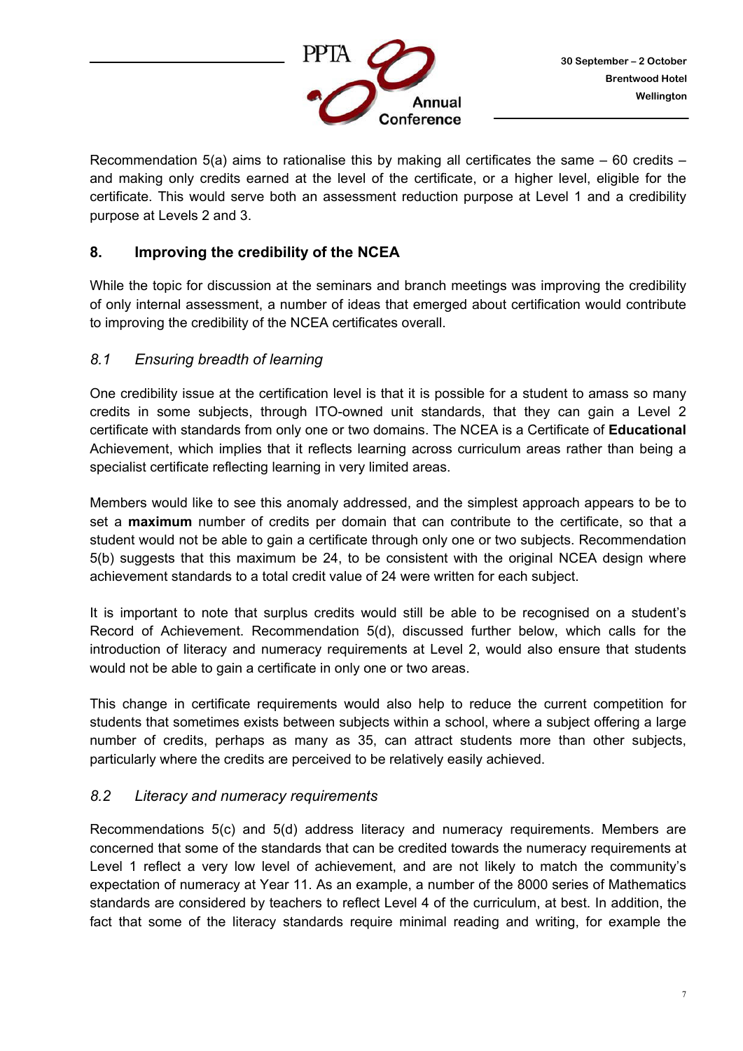Recommendation 5(a) aims to rationalise this by making all certificates the same – 60 credits – and making only credits earned at the level of the certificate, or a higher level, eligible for the certificate. This would serve both an assessment reduction purpose at Level 1 and a credibility purpose at Levels 2 and 3.

## 8. Improving the credibility of the NCEA

While the topic for discussion at the seminars and branch meetings was improving the credibility of only internal assessment, a number of ideas that emerged about certification would contribute to improving the credibility of the NCEA certificates overall.

### *8.1 Ensuring breadth of learning*

One credibility issue at the certification level is that it is possible for a student to amass so many credits in some subjects, through ITO-owned unit standards, that they can gain a Level 2 certificate with standards from only one or two domains. The NCEA is a Certificate of **Educational** Achievement, which implies that it reflects learning across curriculum areas rather than being a specialist certificate reflecting learning in very limited areas.

Members would like to see this anomaly addressed, and the simplest approach appears to be to set a **maximum** number of credits per domain that can contribute to the certificate, so that a student would not be able to gain a certificate through only one or two subjects. Recommendation 5(b) suggests that this maximum be 24, to be consistent with the original NCEA design where achievement standards to a total credit value of 24 were written for each subject.

It is important to note that surplus credits would still be able to be recognised on a student's Record of Achievement. Recommendation 5(d), discussed further below, which calls for the introduction of literacy and numeracy requirements at Level 2, would also ensure that students would not be able to gain a certificate in only one or two areas.

This change in certificate requirements would also help to reduce the current competition for students that sometimes exists between subjects within a school, where a subject offering a large number of credits, perhaps as many as 35, can attract students more than other subjects, particularly where the credits are perceived to be relatively easily achieved.

### *8.2 Literacy and numeracy requirements*

Recommendations 5(c) and 5(d) address literacy and numeracy requirements. Members are concerned that some of the standards that can be credited towards the numeracy requirements at Level 1 reflect a very low level of achievement, and are not likely to match the community's expectation of numeracy at Year 11. As an example, a number of the 8000 series of Mathematics standards are considered by teachers to reflect Level 4 of the curriculum, at best. In addition, the fact that some of the literacy standards require minimal reading and writing, for example the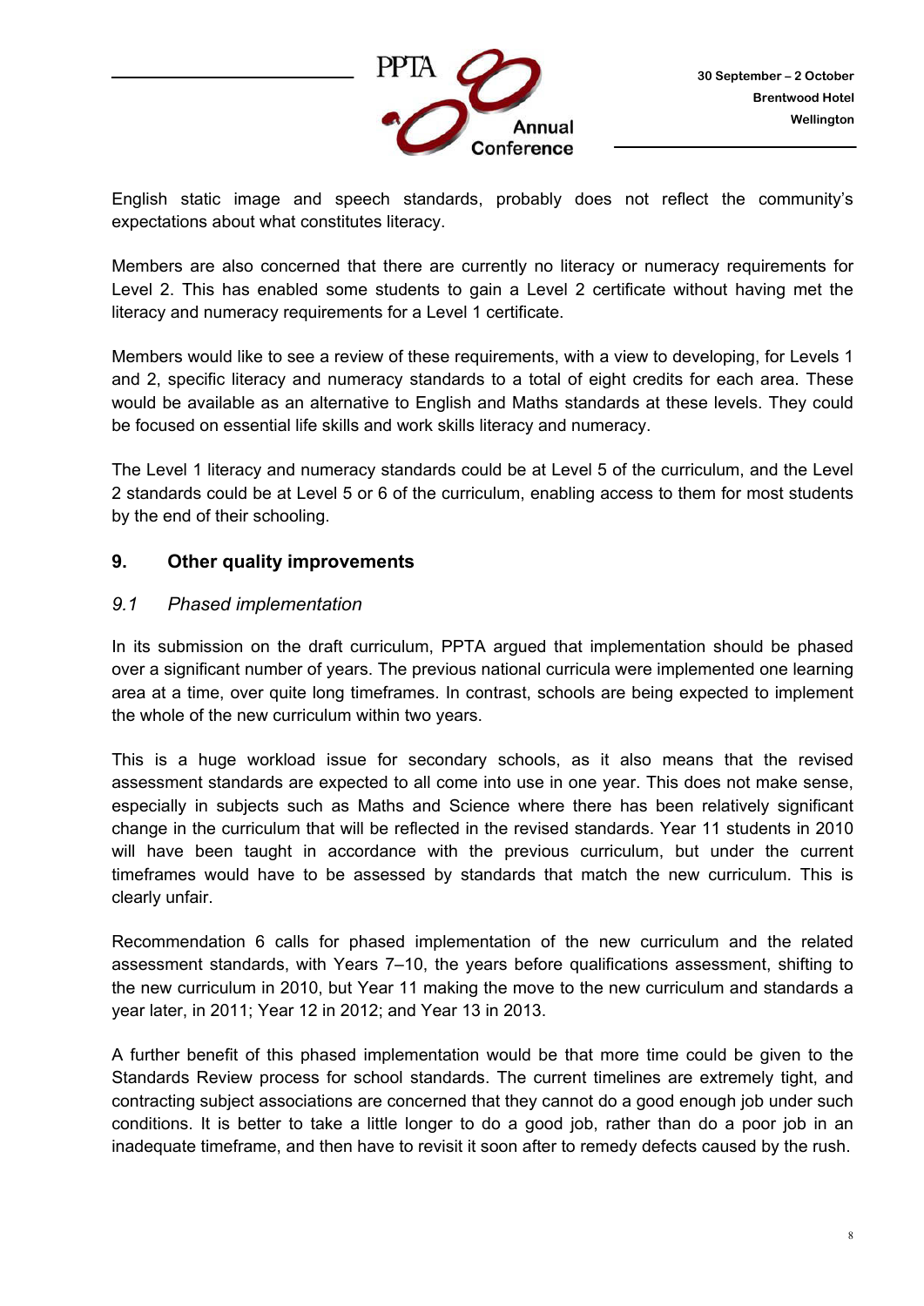English static image and speech standards, probably does not reflect the community's expectations about what constitutes literacy.

Members are also concerned that there are currently no literacy or numeracy requirements for Level 2. This has enabled some students to gain a Level 2 certificate without having met the literacy and numeracy requirements for a Level 1 certificate.

Members would like to see a review of these requirements, with a view to developing, for Levels 1 and 2, specific literacy and numeracy standards to a total of eight credits for each area. These would be available as an alternative to English and Maths standards at these levels. They could be focused on essential life skills and work skills literacy and numeracy.

The Level 1 literacy and numeracy standards could be at Level 5 of the curriculum, and the Level 2 standards could be at Level 5 or 6 of the curriculum, enabling access to them for most students by the end of their schooling.

## 9. Other quality improvements

### *9.1 Phased implementation*

In its submission on the draft curriculum, PPTA argued that implementation should be phased over a significant number of years. The previous national curricula were implemented one learning area at a time, over quite long timeframes. In contrast, schools are being expected to implement the whole of the new curriculum within two years.

This is a huge workload issue for secondary schools, as it also means that the revised assessment standards are expected to all come into use in one year. This does not make sense, especially in subjects such as Maths and Science where there has been relatively significant change in the curriculum that will be reflected in the revised standards. Year 11 students in 2010 will have been taught in accordance with the previous curriculum, but under the current timeframes would have to be assessed by standards that match the new curriculum. This is clearly unfair.

Recommendation 6 calls for phased implementation of the new curriculum and the related assessment standards, with Years 7–10, the years before qualifications assessment, shifting to the new curriculum in 2010, but Year 11 making the move to the new curriculum and standards a year later, in 2011; Year 12 in 2012; and Year 13 in 2013.

A further benefit of this phased implementation would be that more time could be given to the Standards Review process for school standards. The current timelines are extremely tight, and contracting subject associations are concerned that they cannot do a good enough job under such conditions. It is better to take a little longer to do a good job, rather than do a poor job in an inadequate timeframe, and then have to revisit it soon after to remedy defects caused by the rush.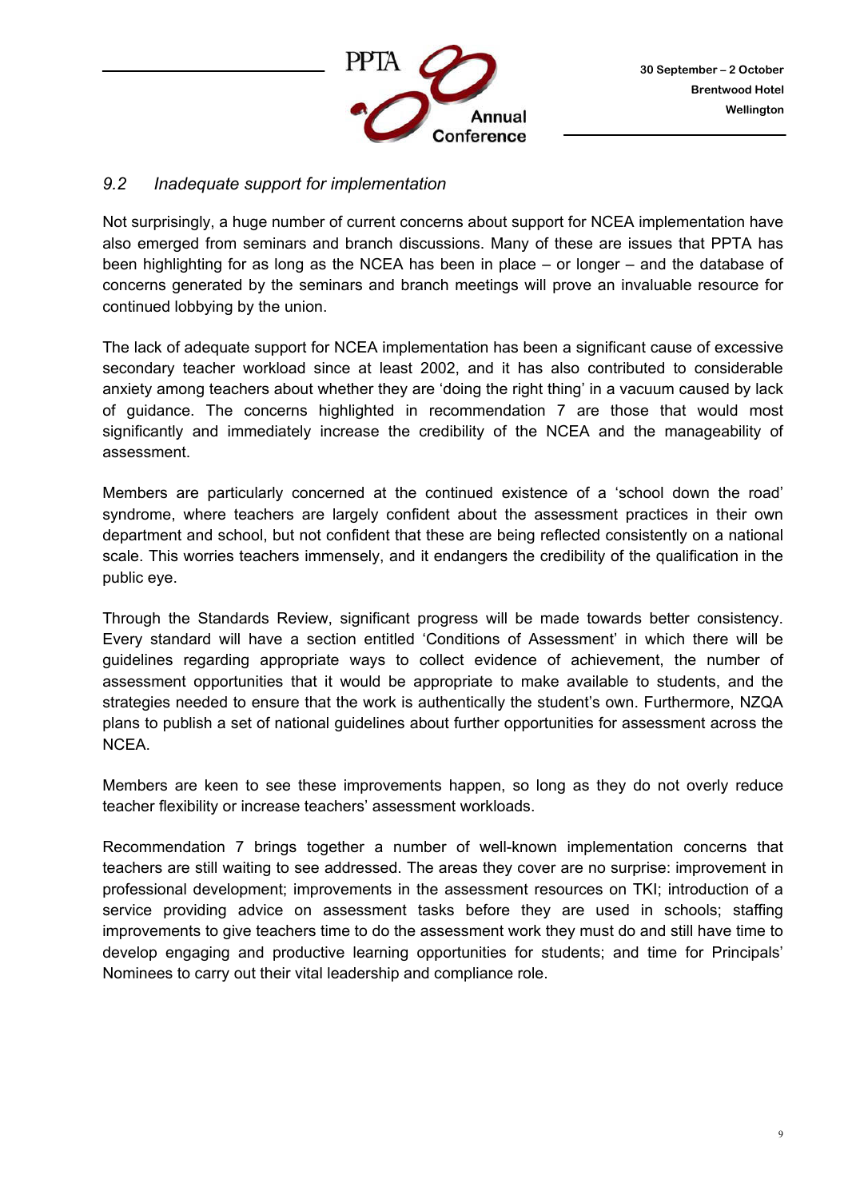### *9.2 Inadequate support for implementation*

Not surprisingly, a huge number of current concerns about support for NCEA implementation have also emerged from seminars and branch discussions. Many of these are issues that PPTA has been highlighting for as long as the NCEA has been in place – or longer – and the database of concerns generated by the seminars and branch meetings will prove an invaluable resource for continued lobbying by the union.

The lack of adequate support for NCEA implementation has been a significant cause of excessive secondary teacher workload since at least 2002, and it has also contributed to considerable anxiety among teachers about whether they are 'doing the right thing' in a vacuum caused by lack of guidance. The concerns highlighted in recommendation 7 are those that would most significantly and immediately increase the credibility of the NCEA and the manageability of assessment.

Members are particularly concerned at the continued existence of a 'school down the road' syndrome, where teachers are largely confident about the assessment practices in their own department and school, but not confident that these are being reflected consistently on a national scale. This worries teachers immensely, and it endangers the credibility of the qualification in the public eye.

Through the Standards Review, significant progress will be made towards better consistency. Every standard will have a section entitled 'Conditions of Assessment' in which there will be guidelines regarding appropriate ways to collect evidence of achievement, the number of assessment opportunities that it would be appropriate to make available to students, and the strategies needed to ensure that the work is authentically the student's own. Furthermore, NZQA plans to publish a set of national guidelines about further opportunities for assessment across the NCEA.

Members are keen to see these improvements happen, so long as they do not overly reduce teacher flexibility or increase teachers' assessment workloads.

Recommendation 7 brings together a number of well-known implementation concerns that teachers are still waiting to see addressed. The areas they cover are no surprise: improvement in professional development; improvements in the assessment resources on TKI; introduction of a service providing advice on assessment tasks before they are used in schools; staffing improvements to give teachers time to do the assessment work they must do and still have time to develop engaging and productive learning opportunities for students; and time for Principals' Nominees to carry out their vital leadership and compliance role.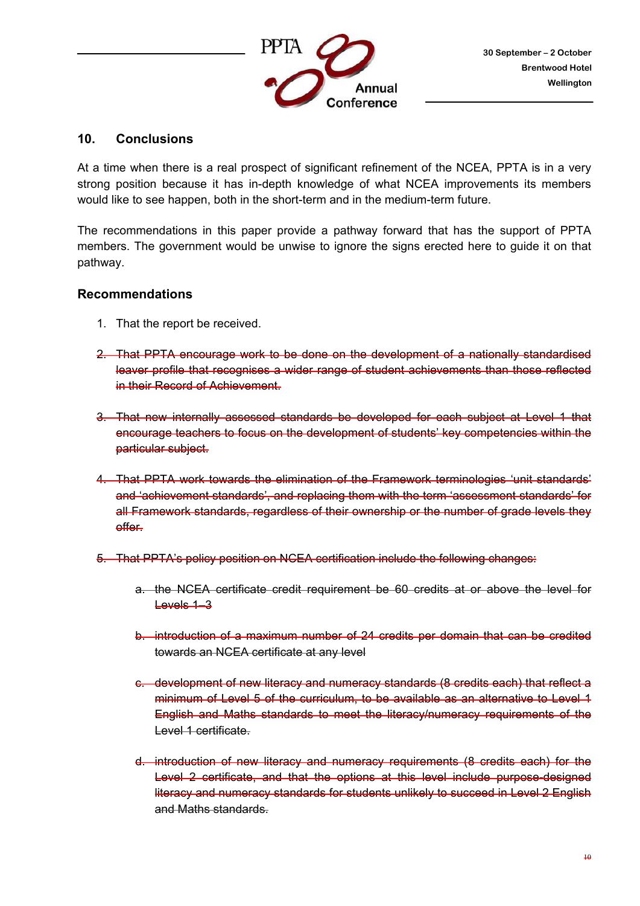## 10. Conclusions

At a time when there is a real prospect of significant refinement of the NCEA, PPTA is in a very strong position because it has in-depth knowledge of what NCEA improvements its members would like to see happen, both in the short-term and in the medium-term future.

The recommendations in this paper provide a pathway forward that has the support of PPTA members. The government would be unwise to ignore the signs erected here to guide it on that pathway.

### Recommendations

1. That the report be received.

2. ~~That PPTA encourage work to be done on the development of a nationally standardised leaver profile that recognises a wider range of student achievements than those reflected in their Record of Achievement.~~

3. ~~That new internally assessed standards be developed for each subject at Level 1 that encourage teachers to focus on the development of students' key competencies within the particular subject.~~

4. ~~That PPTA work towards the elimination of the Framework terminologies 'unit standards' and 'achievement standards', and replacing them with the term 'assessment standards' for all Framework standards, regardless of their ownership or the number of grade levels they offer.~~

5. ~~That PPTA's policy position on NCEA certification include the following changes:~~

    a. ~~the NCEA certificate credit requirement be 60 credits at or above the level for Levels 1–3~~

    b. ~~introduction of a maximum number of 24 credits per domain that can be credited towards an NCEA certificate at any level~~

    c. ~~development of new literacy and numeracy standards (8 credits each) that reflect a minimum of Level 5 of the curriculum, to be available as an alternative to Level 1 English and Maths standards to meet the literacy/numeracy requirements of the Level 1 certificate.~~

    d. ~~introduction of new literacy and numeracy requirements (8 credits each) for the Level 2 certificate, and that the options at this level include purpose-designed literacy and numeracy standards for students unlikely to succeed in Level 2 English and Maths standards.~~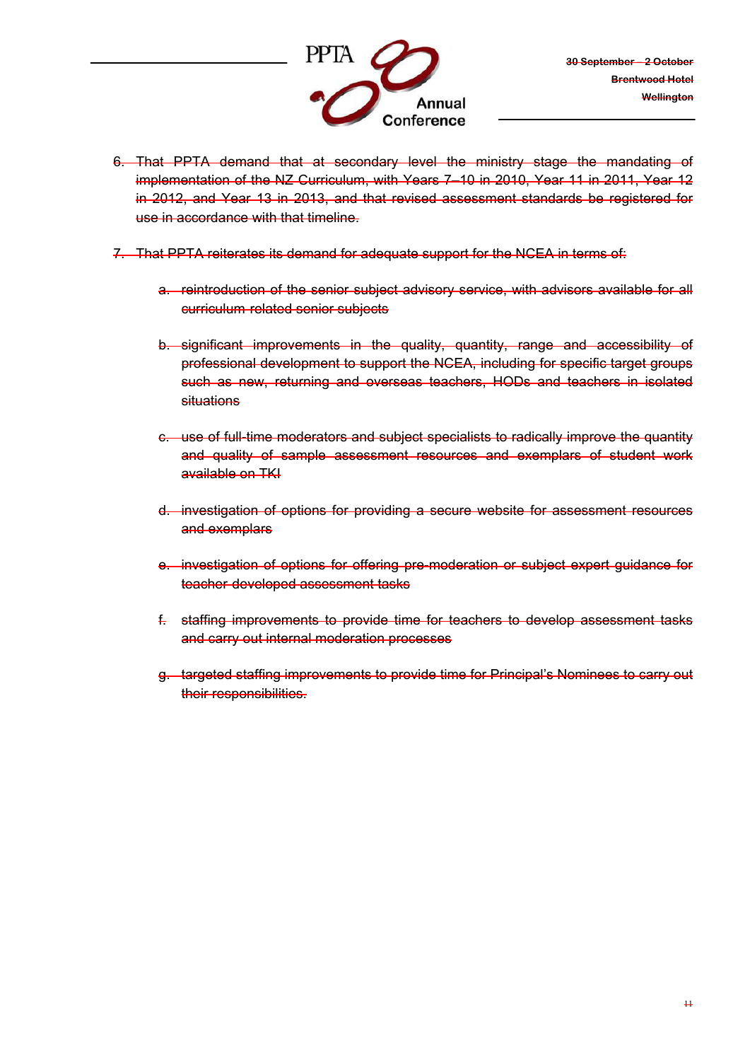6. That PPTA demand that at secondary level the ministry stage the mandating of implementation of the NZ Curriculum, with Years 7–10 in 2010, Year 11 in 2011, Year 12 in 2012, and Year 13 in 2013, and that revised assessment standards be registered for use in accordance with that timeline.

7. That PPTA reiterates its demand for adequate support for the NCEA in terms of:

    a. reintroduction of the senior subject advisory service, with advisors available for all curriculum-related senior subjects

    b. significant improvements in the quality, quantity, range and accessibility of professional development to support the NCEA, including for specific target groups such as new, returning and overseas teachers, HODs and teachers in isolated situations

    c. use of full-time moderators and subject specialists to radically improve the quantity and quality of sample assessment resources and exemplars of student work available on TKI

    d. investigation of options for providing a secure website for assessment resources and exemplars

    e. investigation of options for offering pre-moderation or subject expert guidance for teacher-developed assessment tasks

    f. staffing improvements to provide time for teachers to develop assessment tasks and carry out internal moderation processes

    g. targeted staffing improvements to provide time for Principal's Nominees to carry out their responsibilities.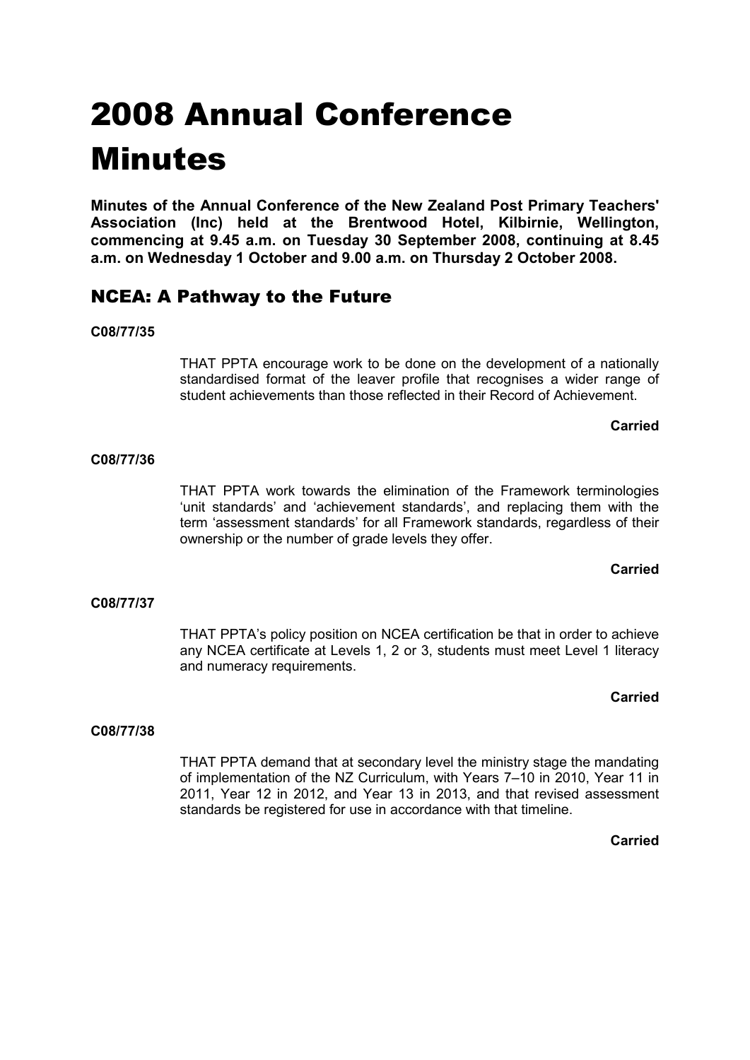# 2008 Annual Conference Minutes

**Minutes of the Annual Conference of the New Zealand Post Primary Teachers' Association (Inc) held at the Brentwood Hotel, Kilbirnie, Wellington, commencing at 9.45 a.m. on Tuesday 30 September 2008, continuing at 8.45 a.m. on Wednesday 1 October and 9.00 a.m. on Thursday 2 October 2008.**

## NCEA: A Pathway to the Future

**C08/77/35**

THAT PPTA encourage work to be done on the development of a nationally standardised format of the leaver profile that recognises a wider range of student achievements than those reflected in their Record of Achievement.

**Carried**

**C08/77/36**

THAT PPTA work towards the elimination of the Framework terminologies 'unit standards' and 'achievement standards', and replacing them with the term 'assessment standards' for all Framework standards, regardless of their ownership or the number of grade levels they offer.

**Carried**

**C08/77/37**

THAT PPTA's policy position on NCEA certification be that in order to achieve any NCEA certificate at Levels 1, 2 or 3, students must meet Level 1 literacy and numeracy requirements.

**Carried**

**C08/77/38**

THAT PPTA demand that at secondary level the ministry stage the mandating of implementation of the NZ Curriculum, with Years 7–10 in 2010, Year 11 in 2011, Year 12 in 2012, and Year 13 in 2013, and that revised assessment standards be registered for use in accordance with that timeline.

**Carried**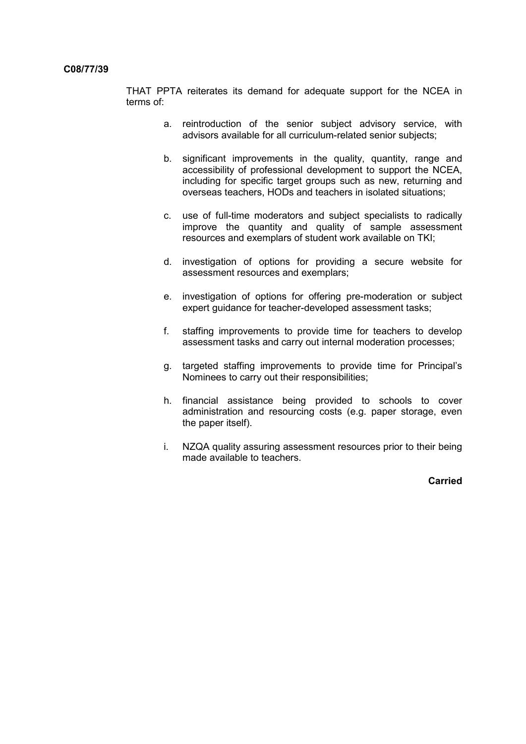**C08/77/39**

THAT PPTA reiterates its demand for adequate support for the NCEA in terms of:

a. reintroduction of the senior subject advisory service, with advisors available for all curriculum-related senior subjects;

b. significant improvements in the quality, quantity, range and accessibility of professional development to support the NCEA, including for specific target groups such as new, returning and overseas teachers, HODs and teachers in isolated situations;

c. use of full-time moderators and subject specialists to radically improve the quantity and quality of sample assessment resources and exemplars of student work available on TKI;

d. investigation of options for providing a secure website for assessment resources and exemplars;

e. investigation of options for offering pre-moderation or subject expert guidance for teacher-developed assessment tasks;

f. staffing improvements to provide time for teachers to develop assessment tasks and carry out internal moderation processes;

g. targeted staffing improvements to provide time for Principal's Nominees to carry out their responsibilities;

h. financial assistance being provided to schools to cover administration and resourcing costs (e.g. paper storage, even the paper itself).

i. NZQA quality assuring assessment resources prior to their being made available to teachers.

**Carried**